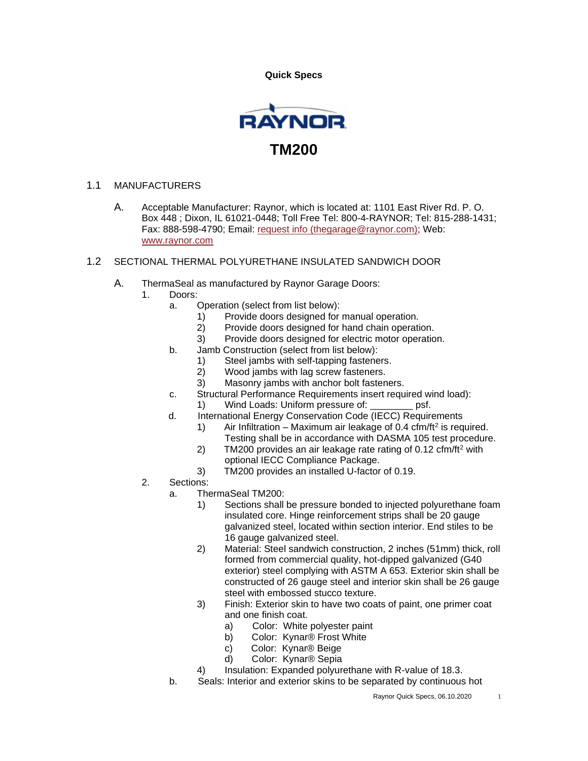**Quick Specs**

RAYNOR

# TM200

## 1.1 MANUFACTURERS

A. Acceptable Manufacturer: Raynor, which is located at: 1101 East River Rd. P. O. Box 448 ; Dixon, IL 61021-0448; Toll Free Tel: 800-4-RAYNOR; Tel: 815-288-1431; Fax: 888-598-4790; Email: request info (thegarage@raynor.com); Web: www.raynor.com

## 1.2 SECTIONAL THERMAL POLYURETHANE INSULATED SANDWICH DOOR

A. ThermaSeal as manufactured by Raynor Garage Doors:
   1. Doors:
      a. Operation (select from list below):
         1) Provide doors designed for manual operation.
         2) Provide doors designed for hand chain operation.
         3) Provide doors designed for electric motor operation.
      b. Jamb Construction (select from list below):
         1) Steel jambs with self-tapping fasteners.
         2) Wood jambs with lag screw fasteners.
         3) Masonry jambs with anchor bolt fasteners.
      c. Structural Performance Requirements insert required wind load):
         1) Wind Loads: Uniform pressure of: ________ psf.
      d. International Energy Conservation Code (IECC) Requirements
         1) Air Infiltration – Maximum air leakage of 0.4 cfm/ft$^2$ is required. Testing shall be in accordance with DASMA 105 test procedure.
         2) TM200 provides an air leakage rate rating of 0.12 cfm/ft$^2$ with optional IECC Compliance Package.
         3) TM200 provides an installed U-factor of 0.19.
   2. Sections:
      a. ThermaSeal TM200:
         1) Sections shall be pressure bonded to injected polyurethane foam insulated core. Hinge reinforcement strips shall be 20 gauge galvanized steel, located within section interior. End stiles to be 16 gauge galvanized steel.
         2) Material: Steel sandwich construction, 2 inches (51mm) thick, roll formed from commercial quality, hot-dipped galvanized (G40 exterior) steel complying with ASTM A 653. Exterior skin shall be constructed of 26 gauge steel and interior skin shall be 26 gauge steel with embossed stucco texture.
         3) Finish: Exterior skin to have two coats of paint, one primer coat and one finish coat.
            a) Color: White polyester paint
            b) Color: Kynar® Frost White
            c) Color: Kynar® Beige
            d) Color: Kynar® Sepia
         4) Insulation: Expanded polyurethane with R-value of 18.3.
      b. Seals: Interior and exterior skins to be separated by continuous hot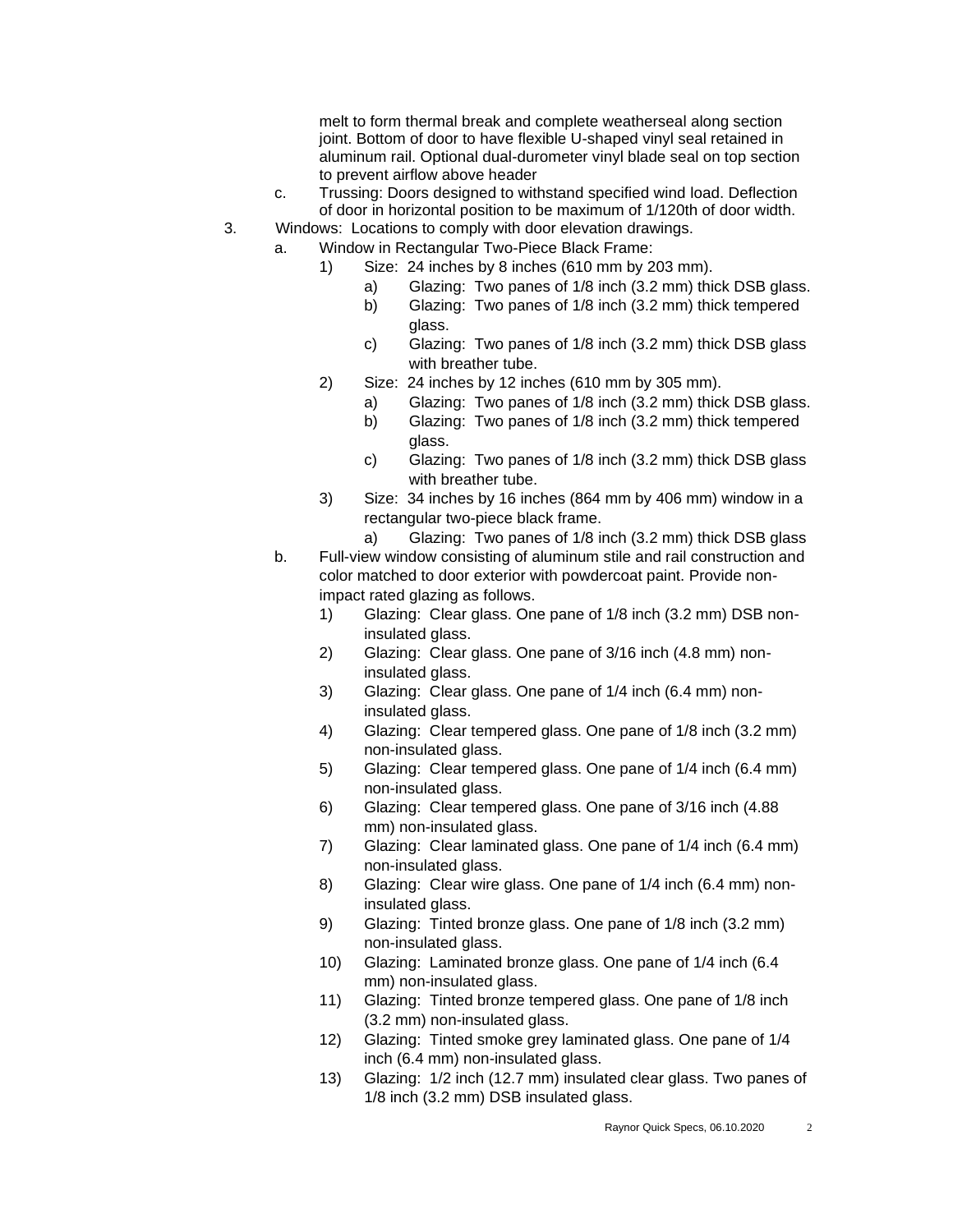melt to form thermal break and complete weatherseal along section joint. Bottom of door to have flexible U-shaped vinyl seal retained in aluminum rail. Optional dual-durometer vinyl blade seal on top section to prevent airflow above header

c. Trussing: Doors designed to withstand specified wind load. Deflection of door in horizontal position to be maximum of 1/120th of door width.

3. Windows: Locations to comply with door elevation drawings.
   - a. Window in Rectangular Two-Piece Black Frame:
     - 1) Size: 24 inches by 8 inches (610 mm by 203 mm).
       - a) Glazing: Two panes of 1/8 inch (3.2 mm) thick DSB glass.
       - b) Glazing: Two panes of 1/8 inch (3.2 mm) thick tempered glass.
       - c) Glazing: Two panes of 1/8 inch (3.2 mm) thick DSB glass with breather tube.
     - 2) Size: 24 inches by 12 inches (610 mm by 305 mm).
       - a) Glazing: Two panes of 1/8 inch (3.2 mm) thick DSB glass.
       - b) Glazing: Two panes of 1/8 inch (3.2 mm) thick tempered glass.
       - c) Glazing: Two panes of 1/8 inch (3.2 mm) thick DSB glass with breather tube.
     - 3) Size: 34 inches by 16 inches (864 mm by 406 mm) window in a rectangular two-piece black frame.
       - a) Glazing: Two panes of 1/8 inch (3.2 mm) thick DSB glass
   - b. Full-view window consisting of aluminum stile and rail construction and color matched to door exterior with powdercoat paint. Provide non-impact rated glazing as follows.
     - 1) Glazing: Clear glass. One pane of 1/8 inch (3.2 mm) DSB non-insulated glass.
     - 2) Glazing: Clear glass. One pane of 3/16 inch (4.8 mm) non-insulated glass.
     - 3) Glazing: Clear glass. One pane of 1/4 inch (6.4 mm) non-insulated glass.
     - 4) Glazing: Clear tempered glass. One pane of 1/8 inch (3.2 mm) non-insulated glass.
     - 5) Glazing: Clear tempered glass. One pane of 1/4 inch (6.4 mm) non-insulated glass.
     - 6) Glazing: Clear tempered glass. One pane of 3/16 inch (4.88 mm) non-insulated glass.
     - 7) Glazing: Clear laminated glass. One pane of 1/4 inch (6.4 mm) non-insulated glass.
     - 8) Glazing: Clear wire glass. One pane of 1/4 inch (6.4 mm) non-insulated glass.
     - 9) Glazing: Tinted bronze glass. One pane of 1/8 inch (3.2 mm) non-insulated glass.
     - 10) Glazing: Laminated bronze glass. One pane of 1/4 inch (6.4 mm) non-insulated glass.
     - 11) Glazing: Tinted bronze tempered glass. One pane of 1/8 inch (3.2 mm) non-insulated glass.
     - 12) Glazing: Tinted smoke grey laminated glass. One pane of 1/4 inch (6.4 mm) non-insulated glass.
     - 13) Glazing: 1/2 inch (12.7 mm) insulated clear glass. Two panes of 1/8 inch (3.2 mm) DSB insulated glass.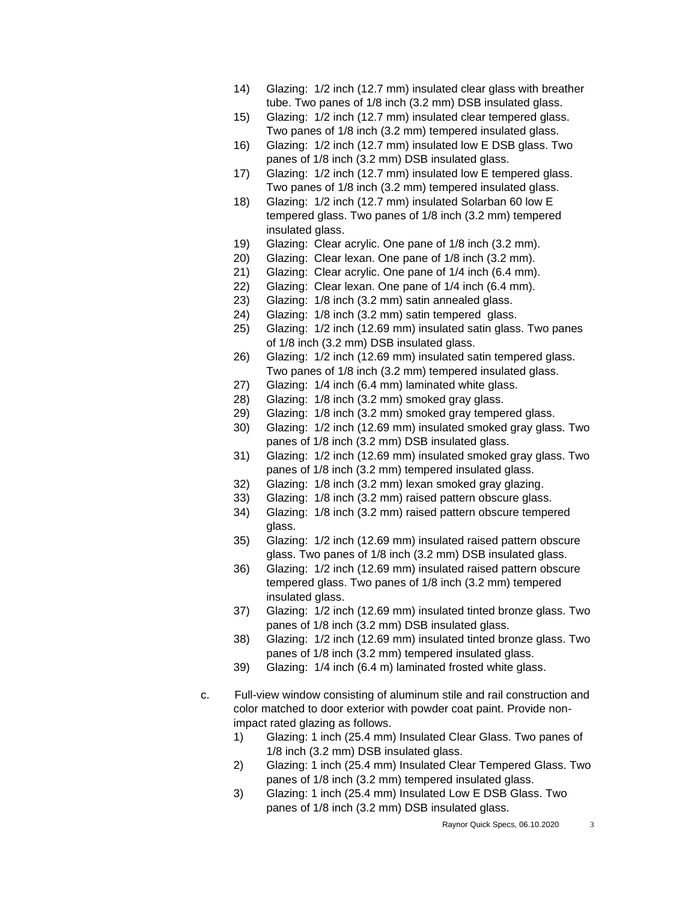14) Glazing: 1/2 inch (12.7 mm) insulated clear glass with breather tube. Two panes of 1/8 inch (3.2 mm) DSB insulated glass.
15) Glazing: 1/2 inch (12.7 mm) insulated clear tempered glass. Two panes of 1/8 inch (3.2 mm) tempered insulated glass.
16) Glazing: 1/2 inch (12.7 mm) insulated low E DSB glass. Two panes of 1/8 inch (3.2 mm) DSB insulated glass.
17) Glazing: 1/2 inch (12.7 mm) insulated low E tempered glass. Two panes of 1/8 inch (3.2 mm) tempered insulated glass.
18) Glazing: 1/2 inch (12.7 mm) insulated Solarban 60 low E tempered glass. Two panes of 1/8 inch (3.2 mm) tempered insulated glass.
19) Glazing: Clear acrylic. One pane of 1/8 inch (3.2 mm).
20) Glazing: Clear lexan. One pane of 1/8 inch (3.2 mm).
21) Glazing: Clear acrylic. One pane of 1/4 inch (6.4 mm).
22) Glazing: Clear lexan. One pane of 1/4 inch (6.4 mm).
23) Glazing: 1/8 inch (3.2 mm) satin annealed glass.
24) Glazing: 1/8 inch (3.2 mm) satin tempered glass.
25) Glazing: 1/2 inch (12.69 mm) insulated satin glass. Two panes of 1/8 inch (3.2 mm) DSB insulated glass.
26) Glazing: 1/2 inch (12.69 mm) insulated satin tempered glass. Two panes of 1/8 inch (3.2 mm) tempered insulated glass.
27) Glazing: 1/4 inch (6.4 mm) laminated white glass.
28) Glazing: 1/8 inch (3.2 mm) smoked gray glass.
29) Glazing: 1/8 inch (3.2 mm) smoked gray tempered glass.
30) Glazing: 1/2 inch (12.69 mm) insulated smoked gray glass. Two panes of 1/8 inch (3.2 mm) DSB insulated glass.
31) Glazing: 1/2 inch (12.69 mm) insulated smoked gray glass. Two panes of 1/8 inch (3.2 mm) tempered insulated glass.
32) Glazing: 1/8 inch (3.2 mm) lexan smoked gray glazing.
33) Glazing: 1/8 inch (3.2 mm) raised pattern obscure glass.
34) Glazing: 1/8 inch (3.2 mm) raised pattern obscure tempered glass.
35) Glazing: 1/2 inch (12.69 mm) insulated raised pattern obscure glass. Two panes of 1/8 inch (3.2 mm) DSB insulated glass.
36) Glazing: 1/2 inch (12.69 mm) insulated raised pattern obscure tempered glass. Two panes of 1/8 inch (3.2 mm) tempered insulated glass.
37) Glazing: 1/2 inch (12.69 mm) insulated tinted bronze glass. Two panes of 1/8 inch (3.2 mm) DSB insulated glass.
38) Glazing: 1/2 inch (12.69 mm) insulated tinted bronze glass. Two panes of 1/8 inch (3.2 mm) tempered insulated glass.
39) Glazing: 1/4 inch (6.4 m) laminated frosted white glass.

c. Full-view window consisting of aluminum stile and rail construction and color matched to door exterior with powder coat paint. Provide non-impact rated glazing as follows.
   1) Glazing: 1 inch (25.4 mm) Insulated Clear Glass. Two panes of 1/8 inch (3.2 mm) DSB insulated glass.
   2) Glazing: 1 inch (25.4 mm) Insulated Clear Tempered Glass. Two panes of 1/8 inch (3.2 mm) tempered insulated glass.
   3) Glazing: 1 inch (25.4 mm) Insulated Low E DSB Glass. Two panes of 1/8 inch (3.2 mm) DSB insulated glass.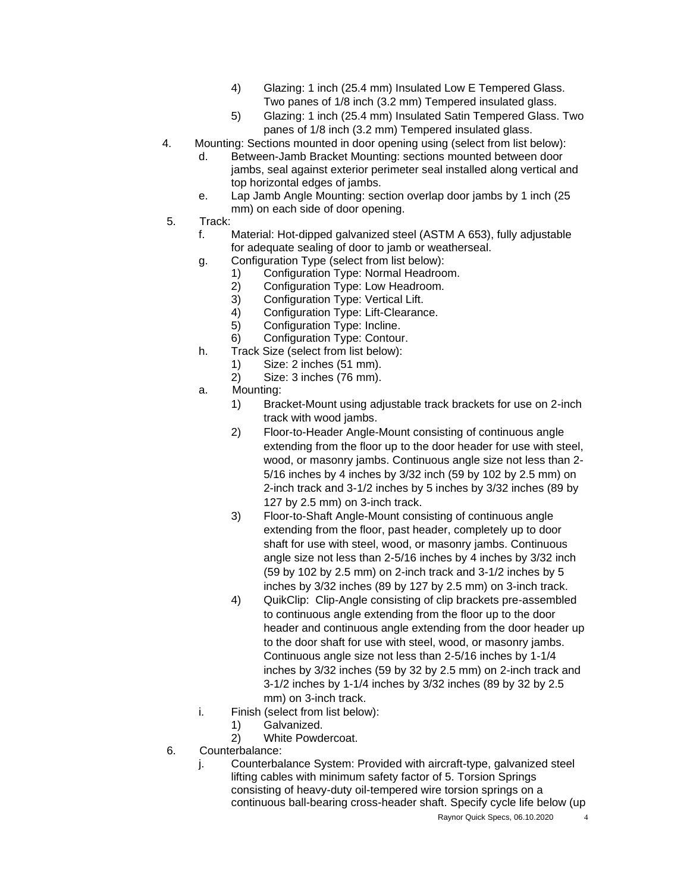4) Glazing: 1 inch (25.4 mm) Insulated Low E Tempered Glass. Two panes of 1/8 inch (3.2 mm) Tempered insulated glass.
5) Glazing: 1 inch (25.4 mm) Insulated Satin Tempered Glass. Two panes of 1/8 inch (3.2 mm) Tempered insulated glass.

4. Mounting: Sections mounted in door opening using (select from list below):
   d. Between-Jamb Bracket Mounting: sections mounted between door jambs, seal against exterior perimeter seal installed along vertical and top horizontal edges of jambs.
   e. Lap Jamb Angle Mounting: section overlap door jambs by 1 inch (25 mm) on each side of door opening.

5. Track:
   f. Material: Hot-dipped galvanized steel (ASTM A 653), fully adjustable for adequate sealing of door to jamb or weatherseal.
   g. Configuration Type (select from list below):
      1) Configuration Type: Normal Headroom.
      2) Configuration Type: Low Headroom.
      3) Configuration Type: Vertical Lift.
      4) Configuration Type: Lift-Clearance.
      5) Configuration Type: Incline.
      6) Configuration Type: Contour.
   h. Track Size (select from list below):
      1) Size: 2 inches (51 mm).
      2) Size: 3 inches (76 mm).
   a. Mounting:
      1) Bracket-Mount using adjustable track brackets for use on 2-inch track with wood jambs.
      2) Floor-to-Header Angle-Mount consisting of continuous angle extending from the floor up to the door header for use with steel, wood, or masonry jambs. Continuous angle size not less than 2-5/16 inches by 4 inches by 3/32 inch (59 by 102 by 2.5 mm) on 2-inch track and 3-1/2 inches by 5 inches by 3/32 inches (89 by 127 by 2.5 mm) on 3-inch track.
      3) Floor-to-Shaft Angle-Mount consisting of continuous angle extending from the floor, past header, completely up to door shaft for use with steel, wood, or masonry jambs. Continuous angle size not less than 2-5/16 inches by 4 inches by 3/32 inch (59 by 102 by 2.5 mm) on 2-inch track and 3-1/2 inches by 5 inches by 3/32 inches (89 by 127 by 2.5 mm) on 3-inch track.
      4) QuikClip: Clip-Angle consisting of clip brackets pre-assembled to continuous angle extending from the floor up to the door header and continuous angle extending from the door header up to the door shaft for use with steel, wood, or masonry jambs. Continuous angle size not less than 2-5/16 inches by 1-1/4 inches by 3/32 inches (59 by 32 by 2.5 mm) on 2-inch track and 3-1/2 inches by 1-1/4 inches by 3/32 inches (89 by 32 by 2.5 mm) on 3-inch track.
   i. Finish (select from list below):
      1) Galvanized.
      2) White Powdercoat.

6. Counterbalance:
   j. Counterbalance System: Provided with aircraft-type, galvanized steel lifting cables with minimum safety factor of 5. Torsion Springs consisting of heavy-duty oil-tempered wire torsion springs on a continuous ball-bearing cross-header shaft. Specify cycle life below (up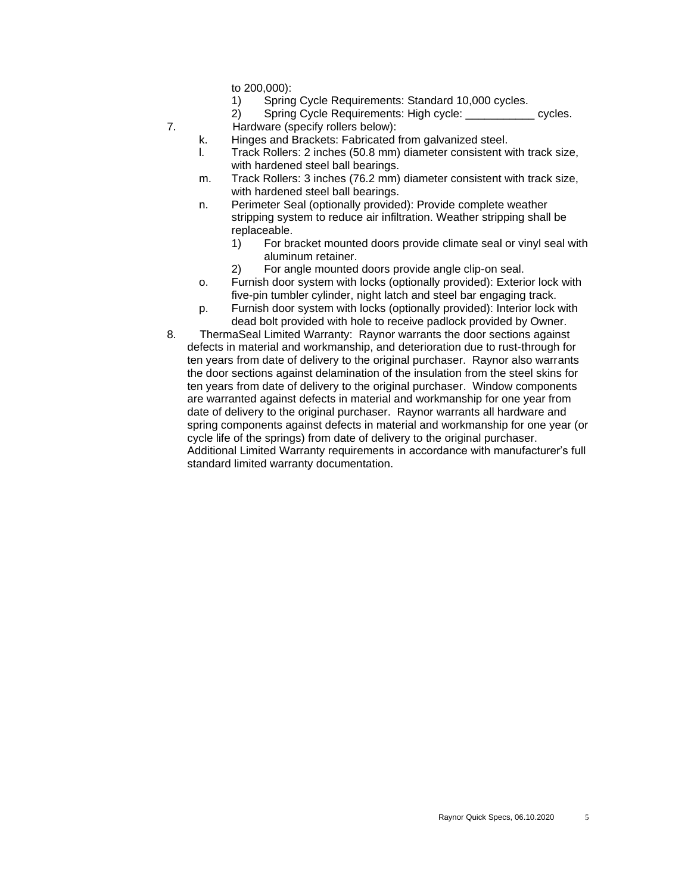to 200,000):

1) Spring Cycle Requirements: Standard 10,000 cycles.
2) Spring Cycle Requirements: High cycle: ___________ cycles.

7. Hardware (specify rollers below):

   k. Hinges and Brackets: Fabricated from galvanized steel.
   l. Track Rollers: 2 inches (50.8 mm) diameter consistent with track size, with hardened steel ball bearings.
   m. Track Rollers: 3 inches (76.2 mm) diameter consistent with track size, with hardened steel ball bearings.
   n. Perimeter Seal (optionally provided): Provide complete weather stripping system to reduce air infiltration. Weather stripping shall be replaceable.
      1) For bracket mounted doors provide climate seal or vinyl seal with aluminum retainer.
      2) For angle mounted doors provide angle clip-on seal.
   o. Furnish door system with locks (optionally provided): Exterior lock with five-pin tumbler cylinder, night latch and steel bar engaging track.
   p. Furnish door system with locks (optionally provided): Interior lock with dead bolt provided with hole to receive padlock provided by Owner.

8. ThermaSeal Limited Warranty: Raynor warrants the door sections against defects in material and workmanship, and deterioration due to rust-through for ten years from date of delivery to the original purchaser. Raynor also warrants the door sections against delamination of the insulation from the steel skins for ten years from date of delivery to the original purchaser. Window components are warranted against defects in material and workmanship for one year from date of delivery to the original purchaser. Raynor warrants all hardware and spring components against defects in material and workmanship for one year (or cycle life of the springs) from date of delivery to the original purchaser. Additional Limited Warranty requirements in accordance with manufacturer's full standard limited warranty documentation.